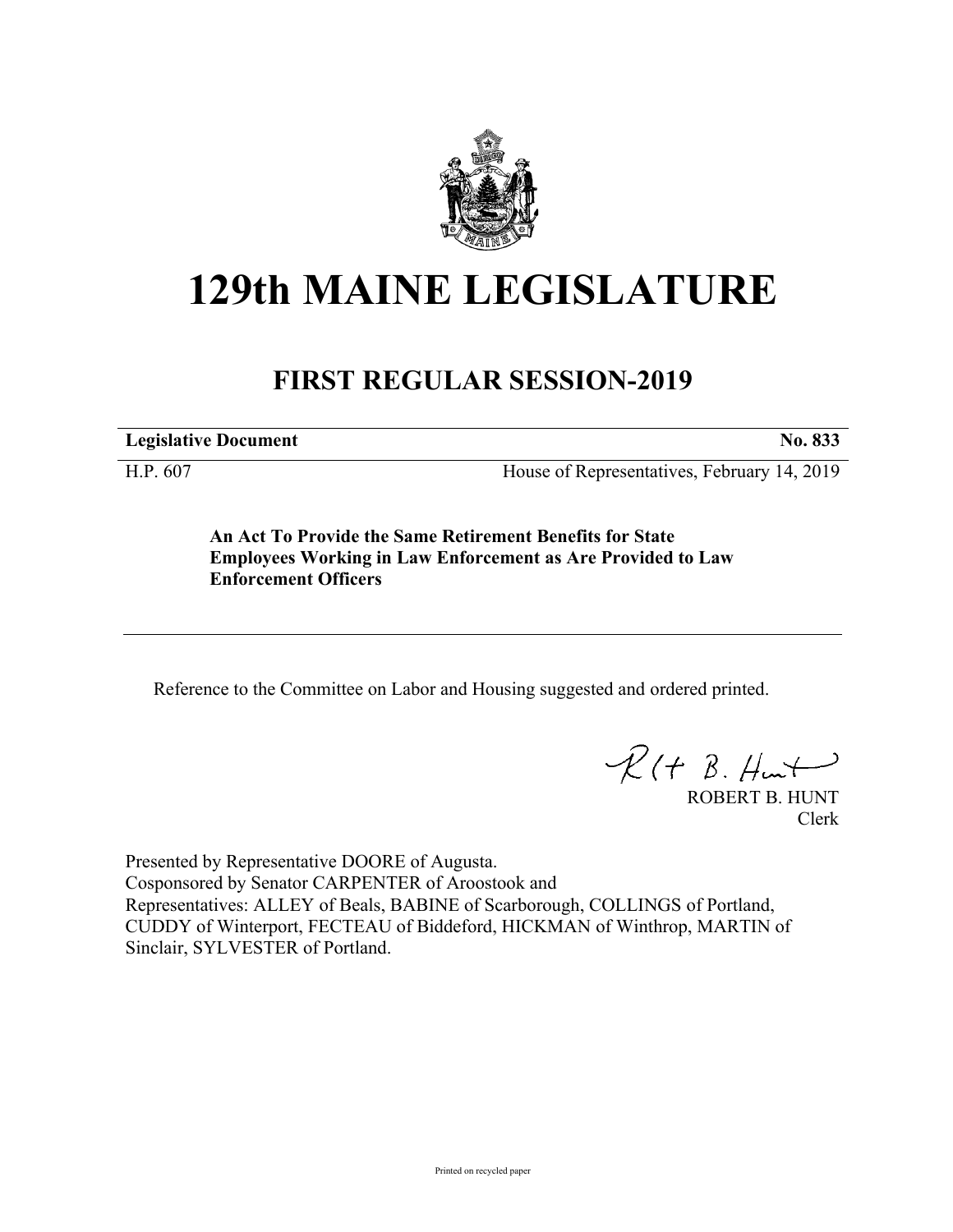# 129th MAINE LEGISLATURE

## FIRST REGULAR SESSION-2019

**Legislative Document** **No. 833**

H.P. 607 House of Representatives, February 14, 2019

**An Act To Provide the Same Retirement Benefits for State Employees Working in Law Enforcement as Are Provided to Law Enforcement Officers**

Reference to the Committee on Labor and Housing suggested and ordered printed.

ROBERT B. HUNT
Clerk

Presented by Representative DOORE of Augusta.
Cosponsored by Senator CARPENTER of Aroostook and
Representatives: ALLEY of Beals, BABINE of Scarborough, COLLINGS of Portland, CUDDY of Winterport, FECTEAU of Biddeford, HICKMAN of Winthrop, MARTIN of Sinclair, SYLVESTER of Portland.

Printed on recycled paper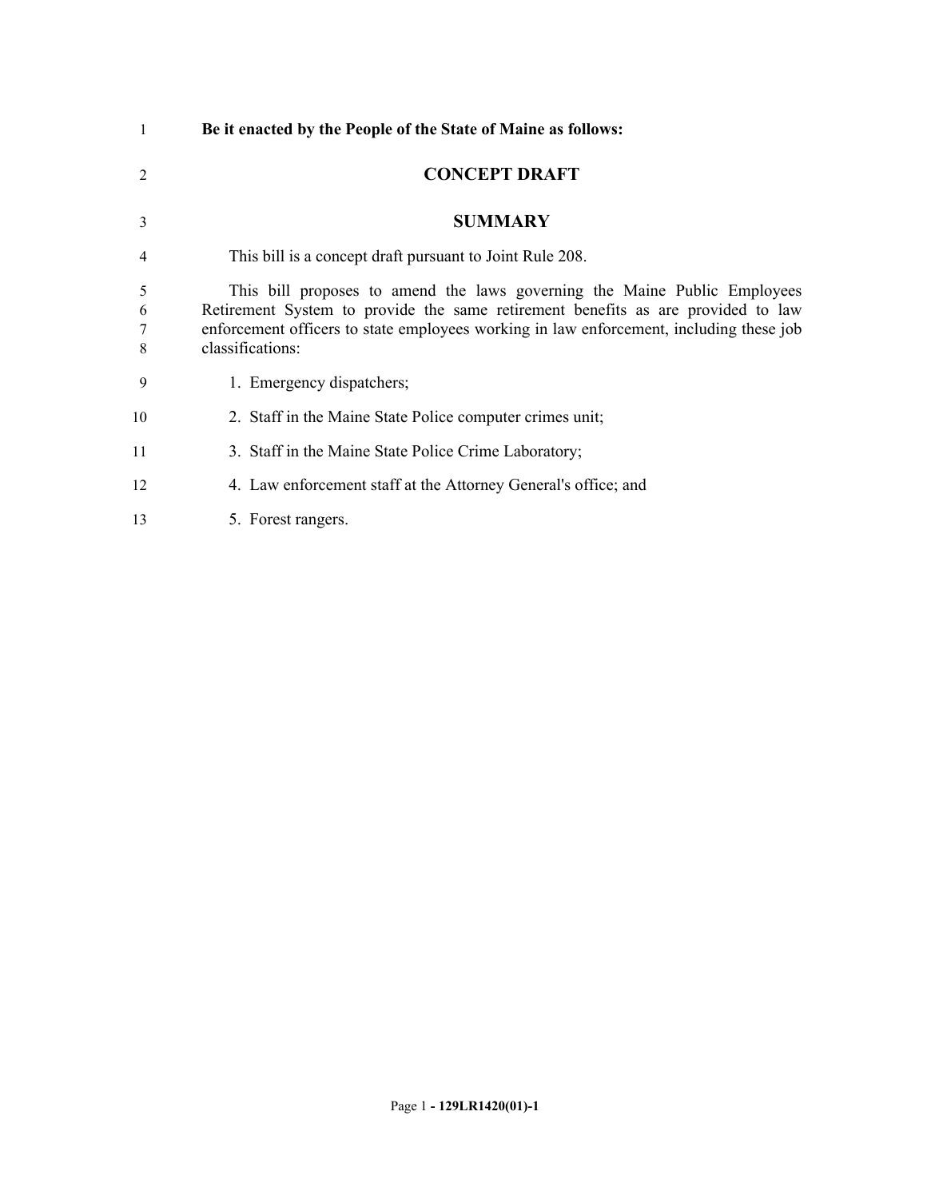**Be it enacted by the People of the State of Maine as follows:**

## CONCEPT DRAFT

## SUMMARY

This bill is a concept draft pursuant to Joint Rule 208.

This bill proposes to amend the laws governing the Maine Public Employees Retirement System to provide the same retirement benefits as are provided to law enforcement officers to state employees working in law enforcement, including these job classifications:

1. Emergency dispatchers;
2. Staff in the Maine State Police computer crimes unit;
3. Staff in the Maine State Police Crime Laboratory;
4. Law enforcement staff at the Attorney General's office; and
5. Forest rangers.